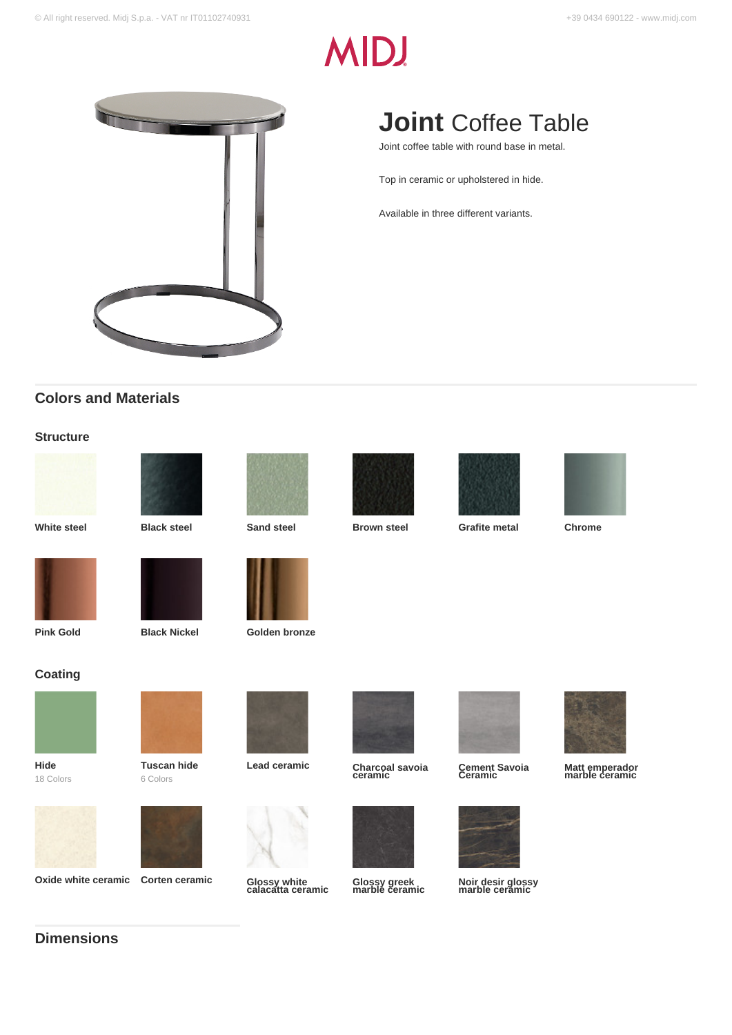# **Joint** Coffee Table

Joint coffee table with round base in metal.

Top in ceramic or upholstered in hide.

Available in three different variants.

## Colors and Materials

### Structure

- **White steel**
- **Black steel**
- **Sand steel**
- **Brown steel**
- **Grafite metal**
- **Chrome**
- **Pink Gold**
- **Black Nickel**
- **Golden bronze**

### Coating

- **Hide** — 18 Colors
- **Tuscan hide** — 6 Colors
- **Lead ceramic**
- **Charcoal savoia ceramic**
- **Cement Savoia Ceramic**
- **Matt emperador marble ceramic**
- **Oxide white ceramic**
- **Corten ceramic**
- **Glossy white calacatta ceramic**
- **Glossy greek marble ceramic**
- **Noir desir glossy marble ceramic**

## Dimensions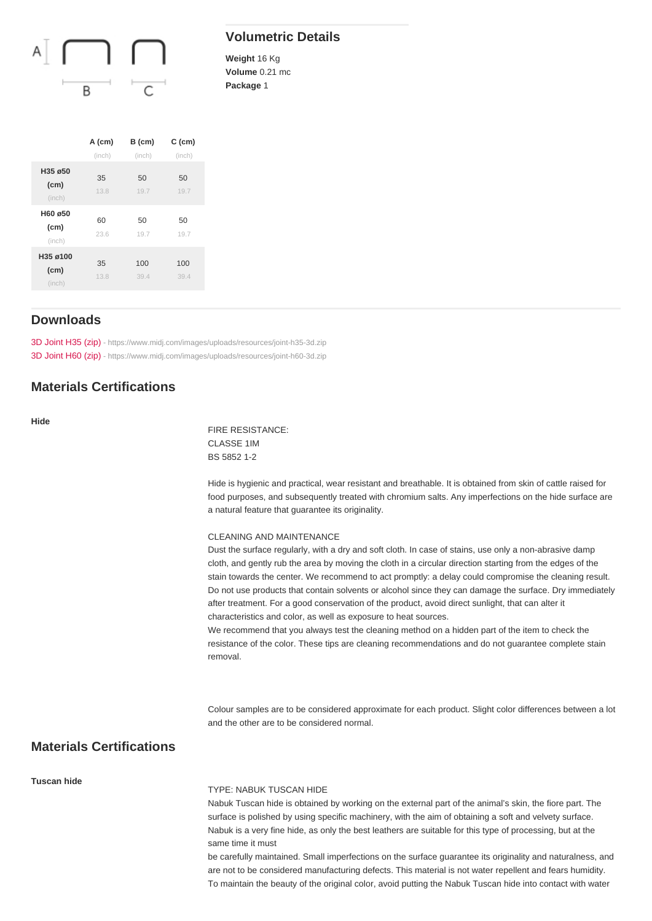A B C

## Volumetric Details

**Weight** 16 Kg
**Volume** 0.21 mc
**Package** 1

| | A (cm) (inch) | B (cm) (inch) | C (cm) (inch) |
|---|---|---|---|
| **H35 ø50 (cm)** (inch) | 35 13.8 | 50 19.7 | 50 19.7 |
| **H60 ø50 (cm)** (inch) | 60 23.6 | 50 19.7 | 50 19.7 |
| **H35 ø100 (cm)** (inch) | 35 13.8 | 100 39.4 | 100 39.4 |

## Downloads

3D Joint H35 (zip) - https://www.midj.com/images/uploads/resources/joint-h35-3d.zip
3D Joint H60 (zip) - https://www.midj.com/images/uploads/resources/joint-h60-3d.zip

## Materials Certifications

**Hide**

FIRE RESISTANCE:
CLASSE 1IM
BS 5852 1-2

Hide is hygienic and practical, wear resistant and breathable. It is obtained from skin of cattle raised for food purposes, and subsequently treated with chromium salts. Any imperfections on the hide surface are a natural feature that guarantee its originality.

CLEANING AND MAINTENANCE
Dust the surface regularly, with a dry and soft cloth. In case of stains, use only a non-abrasive damp cloth, and gently rub the area by moving the cloth in a circular direction starting from the edges of the stain towards the center. We recommend to act promptly: a delay could compromise the cleaning result. Do not use products that contain solvents or alcohol since they can damage the surface. Dry immediately after treatment. For a good conservation of the product, avoid direct sunlight, that can alter it characteristics and color, as well as exposure to heat sources.
We recommend that you always test the cleaning method on a hidden part of the item to check the resistance of the color. These tips are cleaning recommendations and do not guarantee complete stain removal.

Colour samples are to be considered approximate for each product. Slight color differences between a lot and the other are to be considered normal.

## Materials Certifications

**Tuscan hide**

TYPE: NABUK TUSCAN HIDE
Nabuk Tuscan hide is obtained by working on the external part of the animal's skin, the fiore part. The surface is polished by using specific machinery, with the aim of obtaining a soft and velvety surface. Nabuk is a very fine hide, as only the best leathers are suitable for this type of processing, but at the same time it must
be carefully maintained. Small imperfections on the surface guarantee its originality and naturalness, and are not to be considered manufacturing defects. This material is not water repellent and fears humidity. To maintain the beauty of the original color, avoid putting the Nabuk Tuscan hide into contact with water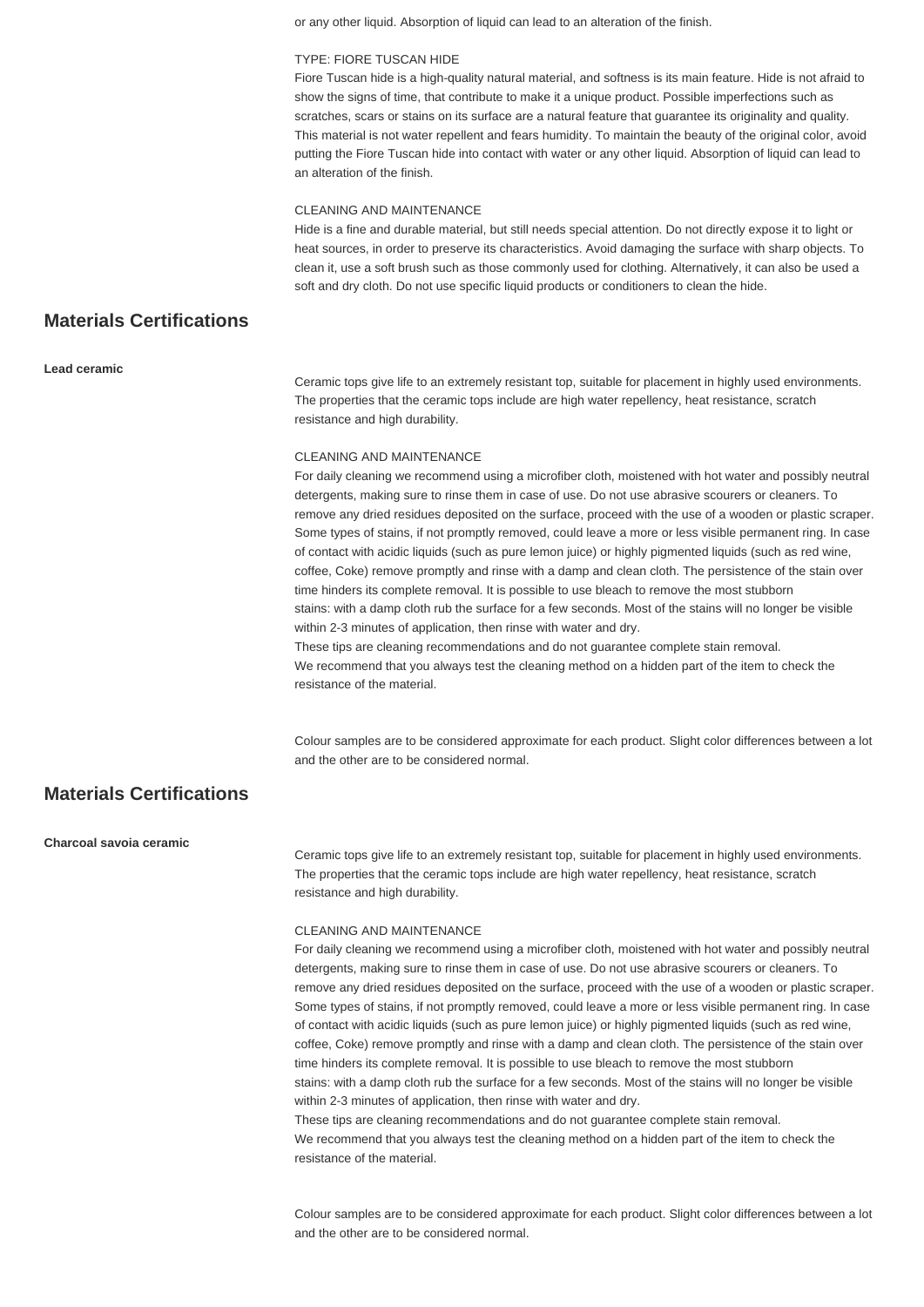or any other liquid. Absorption of liquid can lead to an alteration of the finish.

TYPE: FIORE TUSCAN HIDE

Fiore Tuscan hide is a high-quality natural material, and softness is its main feature. Hide is not afraid to show the signs of time, that contribute to make it a unique product. Possible imperfections such as scratches, scars or stains on its surface are a natural feature that guarantee its originality and quality. This material is not water repellent and fears humidity. To maintain the beauty of the original color, avoid putting the Fiore Tuscan hide into contact with water or any other liquid. Absorption of liquid can lead to an alteration of the finish.

CLEANING AND MAINTENANCE

Hide is a fine and durable material, but still needs special attention. Do not directly expose it to light or heat sources, in order to preserve its characteristics. Avoid damaging the surface with sharp objects. To clean it, use a soft brush such as those commonly used for clothing. Alternatively, it can also be used a soft and dry cloth. Do not use specific liquid products or conditioners to clean the hide.

## Materials Certifications

**Lead ceramic**

Ceramic tops give life to an extremely resistant top, suitable for placement in highly used environments. The properties that the ceramic tops include are high water repellency, heat resistance, scratch resistance and high durability.

CLEANING AND MAINTENANCE

For daily cleaning we recommend using a microfiber cloth, moistened with hot water and possibly neutral detergents, making sure to rinse them in case of use. Do not use abrasive scourers or cleaners. To remove any dried residues deposited on the surface, proceed with the use of a wooden or plastic scraper. Some types of stains, if not promptly removed, could leave a more or less visible permanent ring. In case of contact with acidic liquids (such as pure lemon juice) or highly pigmented liquids (such as red wine, coffee, Coke) remove promptly and rinse with a damp and clean cloth. The persistence of the stain over time hinders its complete removal. It is possible to use bleach to remove the most stubborn stains: with a damp cloth rub the surface for a few seconds. Most of the stains will no longer be visible within 2-3 minutes of application, then rinse with water and dry.

These tips are cleaning recommendations and do not guarantee complete stain removal.

We recommend that you always test the cleaning method on a hidden part of the item to check the resistance of the material.

Colour samples are to be considered approximate for each product. Slight color differences between a lot and the other are to be considered normal.

## Materials Certifications

**Charcoal savoia ceramic**

Ceramic tops give life to an extremely resistant top, suitable for placement in highly used environments. The properties that the ceramic tops include are high water repellency, heat resistance, scratch resistance and high durability.

CLEANING AND MAINTENANCE

For daily cleaning we recommend using a microfiber cloth, moistened with hot water and possibly neutral detergents, making sure to rinse them in case of use. Do not use abrasive scourers or cleaners. To remove any dried residues deposited on the surface, proceed with the use of a wooden or plastic scraper. Some types of stains, if not promptly removed, could leave a more or less visible permanent ring. In case of contact with acidic liquids (such as pure lemon juice) or highly pigmented liquids (such as red wine, coffee, Coke) remove promptly and rinse with a damp and clean cloth. The persistence of the stain over time hinders its complete removal. It is possible to use bleach to remove the most stubborn stains: with a damp cloth rub the surface for a few seconds. Most of the stains will no longer be visible within 2-3 minutes of application, then rinse with water and dry.

These tips are cleaning recommendations and do not guarantee complete stain removal.

We recommend that you always test the cleaning method on a hidden part of the item to check the resistance of the material.

Colour samples are to be considered approximate for each product. Slight color differences between a lot and the other are to be considered normal.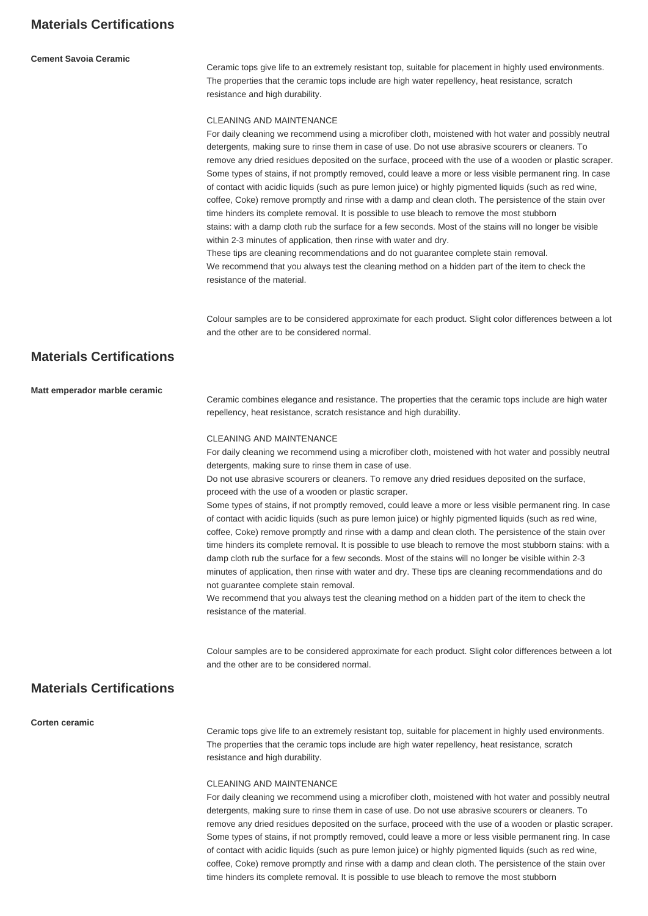## Materials Certifications

**Cement Savoia Ceramic**

Ceramic tops give life to an extremely resistant top, suitable for placement in highly used environments. The properties that the ceramic tops include are high water repellency, heat resistance, scratch resistance and high durability.

CLEANING AND MAINTENANCE
For daily cleaning we recommend using a microfiber cloth, moistened with hot water and possibly neutral detergents, making sure to rinse them in case of use. Do not use abrasive scourers or cleaners. To remove any dried residues deposited on the surface, proceed with the use of a wooden or plastic scraper. Some types of stains, if not promptly removed, could leave a more or less visible permanent ring. In case of contact with acidic liquids (such as pure lemon juice) or highly pigmented liquids (such as red wine, coffee, Coke) remove promptly and rinse with a damp and clean cloth. The persistence of the stain over time hinders its complete removal. It is possible to use bleach to remove the most stubborn stains: with a damp cloth rub the surface for a few seconds. Most of the stains will no longer be visible within 2-3 minutes of application, then rinse with water and dry.
These tips are cleaning recommendations and do not guarantee complete stain removal.
We recommend that you always test the cleaning method on a hidden part of the item to check the resistance of the material.

Colour samples are to be considered approximate for each product. Slight color differences between a lot and the other are to be considered normal.

## Materials Certifications

**Matt emperador marble ceramic**

Ceramic combines elegance and resistance. The properties that the ceramic tops include are high water repellency, heat resistance, scratch resistance and high durability.

CLEANING AND MAINTENANCE
For daily cleaning we recommend using a microfiber cloth, moistened with hot water and possibly neutral detergents, making sure to rinse them in case of use.
Do not use abrasive scourers or cleaners. To remove any dried residues deposited on the surface, proceed with the use of a wooden or plastic scraper.
Some types of stains, if not promptly removed, could leave a more or less visible permanent ring. In case of contact with acidic liquids (such as pure lemon juice) or highly pigmented liquids (such as red wine, coffee, Coke) remove promptly and rinse with a damp and clean cloth. The persistence of the stain over time hinders its complete removal. It is possible to use bleach to remove the most stubborn stains: with a damp cloth rub the surface for a few seconds. Most of the stains will no longer be visible within 2-3 minutes of application, then rinse with water and dry. These tips are cleaning recommendations and do not guarantee complete stain removal.
We recommend that you always test the cleaning method on a hidden part of the item to check the resistance of the material.

Colour samples are to be considered approximate for each product. Slight color differences between a lot and the other are to be considered normal.

## Materials Certifications

**Corten ceramic**

Ceramic tops give life to an extremely resistant top, suitable for placement in highly used environments. The properties that the ceramic tops include are high water repellency, heat resistance, scratch resistance and high durability.

CLEANING AND MAINTENANCE
For daily cleaning we recommend using a microfiber cloth, moistened with hot water and possibly neutral detergents, making sure to rinse them in case of use. Do not use abrasive scourers or cleaners. To remove any dried residues deposited on the surface, proceed with the use of a wooden or plastic scraper. Some types of stains, if not promptly removed, could leave a more or less visible permanent ring. In case of contact with acidic liquids (such as pure lemon juice) or highly pigmented liquids (such as red wine, coffee, Coke) remove promptly and rinse with a damp and clean cloth. The persistence of the stain over time hinders its complete removal. It is possible to use bleach to remove the most stubborn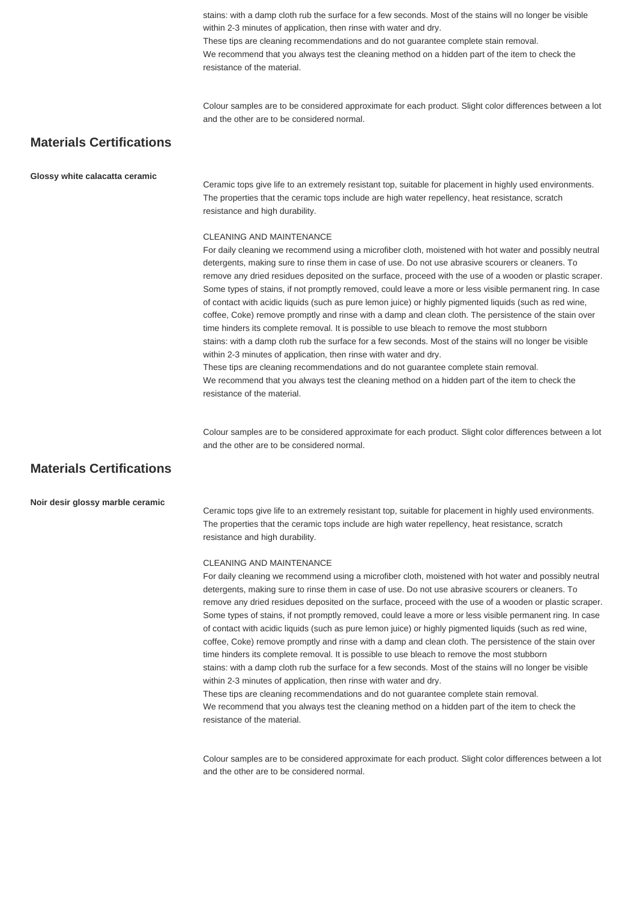stains: with a damp cloth rub the surface for a few seconds. Most of the stains will no longer be visible within 2-3 minutes of application, then rinse with water and dry.
These tips are cleaning recommendations and do not guarantee complete stain removal.
We recommend that you always test the cleaning method on a hidden part of the item to check the resistance of the material.

Colour samples are to be considered approximate for each product. Slight color differences between a lot and the other are to be considered normal.

## Materials Certifications

**Glossy white calacatta ceramic**

Ceramic tops give life to an extremely resistant top, suitable for placement in highly used environments. The properties that the ceramic tops include are high water repellency, heat resistance, scratch resistance and high durability.

CLEANING AND MAINTENANCE
For daily cleaning we recommend using a microfiber cloth, moistened with hot water and possibly neutral detergents, making sure to rinse them in case of use. Do not use abrasive scourers or cleaners. To remove any dried residues deposited on the surface, proceed with the use of a wooden or plastic scraper. Some types of stains, if not promptly removed, could leave a more or less visible permanent ring. In case of contact with acidic liquids (such as pure lemon juice) or highly pigmented liquids (such as red wine, coffee, Coke) remove promptly and rinse with a damp and clean cloth. The persistence of the stain over time hinders its complete removal. It is possible to use bleach to remove the most stubborn stains: with a damp cloth rub the surface for a few seconds. Most of the stains will no longer be visible within 2-3 minutes of application, then rinse with water and dry.
These tips are cleaning recommendations and do not guarantee complete stain removal.
We recommend that you always test the cleaning method on a hidden part of the item to check the resistance of the material.

Colour samples are to be considered approximate for each product. Slight color differences between a lot and the other are to be considered normal.

## Materials Certifications

**Noir desir glossy marble ceramic**

Ceramic tops give life to an extremely resistant top, suitable for placement in highly used environments. The properties that the ceramic tops include are high water repellency, heat resistance, scratch resistance and high durability.

CLEANING AND MAINTENANCE
For daily cleaning we recommend using a microfiber cloth, moistened with hot water and possibly neutral detergents, making sure to rinse them in case of use. Do not use abrasive scourers or cleaners. To remove any dried residues deposited on the surface, proceed with the use of a wooden or plastic scraper. Some types of stains, if not promptly removed, could leave a more or less visible permanent ring. In case of contact with acidic liquids (such as pure lemon juice) or highly pigmented liquids (such as red wine, coffee, Coke) remove promptly and rinse with a damp and clean cloth. The persistence of the stain over time hinders its complete removal. It is possible to use bleach to remove the most stubborn stains: with a damp cloth rub the surface for a few seconds. Most of the stains will no longer be visible within 2-3 minutes of application, then rinse with water and dry.
These tips are cleaning recommendations and do not guarantee complete stain removal.
We recommend that you always test the cleaning method on a hidden part of the item to check the resistance of the material.

Colour samples are to be considered approximate for each product. Slight color differences between a lot and the other are to be considered normal.